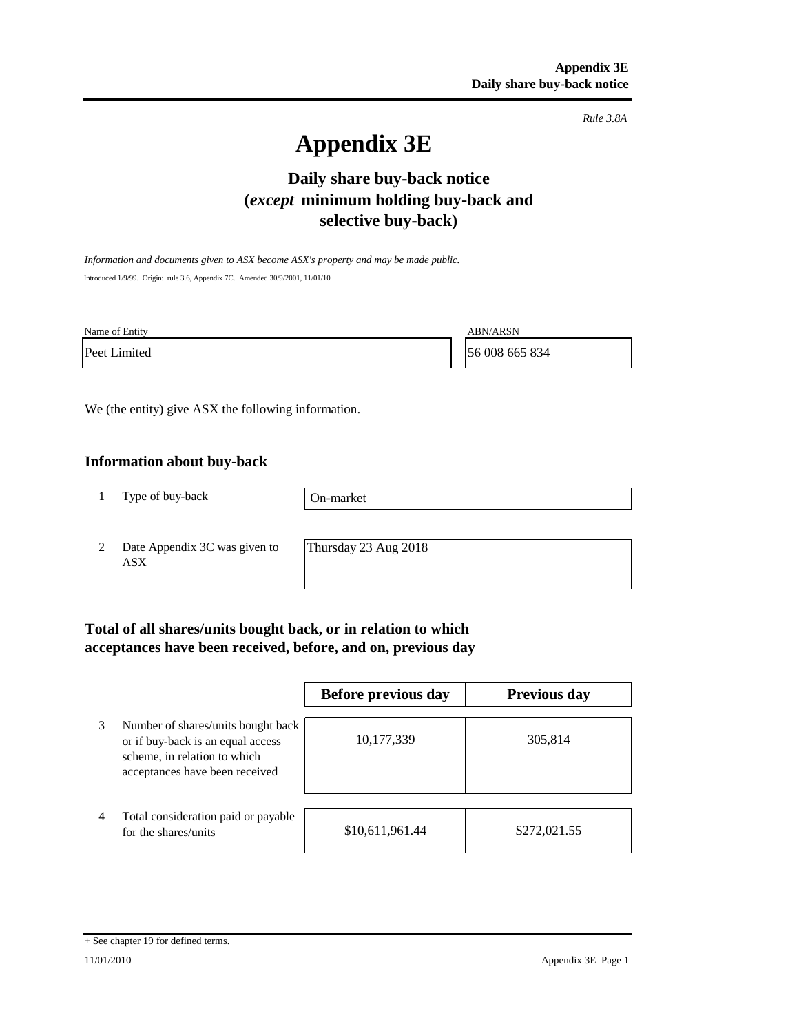*Rule 3.8A*

# Appendix 3E

## Daily share buy-back notice (*except* minimum holding buy-back and selective buy-back)

*Information and documents given to ASX become ASX's property and may be made public.*

Introduced 1/9/99. Origin: rule 3.6, Appendix 7C. Amended 30/9/2001, 11/01/10

| Name of Entity | ABN/ARSN |
|---|---|
| Peet Limited | 56 008 665 834 |

We (the entity) give ASX the following information.

### Information about buy-back

| | | |
|---|---|---|
| 1 | Type of buy-back | On-market |
| 2 | Date Appendix 3C was given to ASX | Thursday 23 Aug 2018 |

### Total of all shares/units bought back, or in relation to which acceptances have been received, before, and on, previous day

| | | Before previous day | Previous day |
|---|---|---|---|
| 3 | Number of shares/units bought back or if buy-back is an equal access scheme, in relation to which acceptances have been received | 10,177,339 | 305,814 |
| 4 | Total consideration paid or payable for the shares/units | $10,611,961.44 | $272,021.55 |

+ See chapter 19 for defined terms.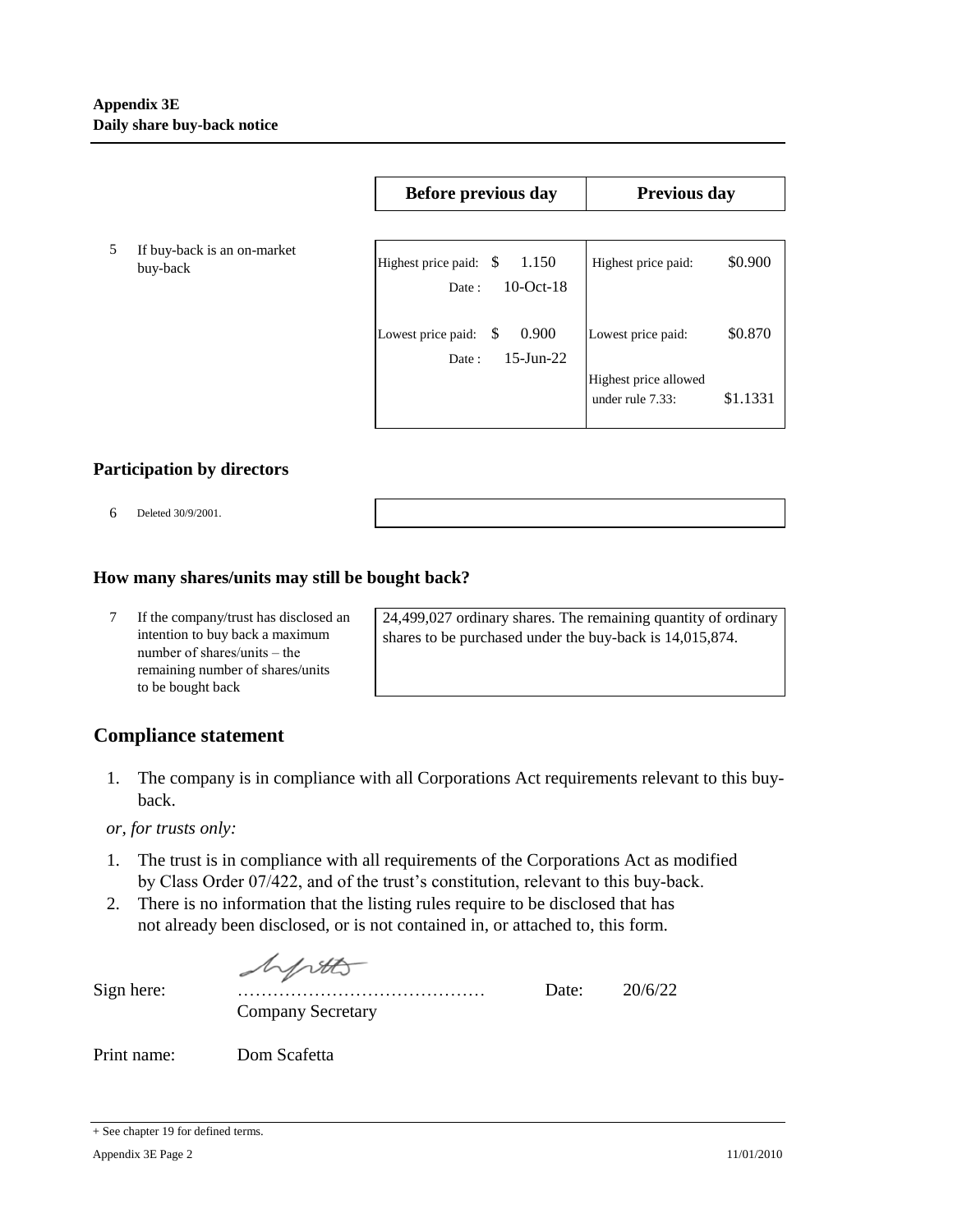**Appendix 3E**
**Daily share buy-back notice**

| | | Before previous day | Previous day |
|---|---|---|---|
| 5 | If buy-back is an on-market buy-back | Highest price paid: $ 1.150<br>Date : 10-Oct-18<br><br>Lowest price paid: $ 0.900<br>Date : 15-Jun-22 | Highest price paid: $0.900<br><br>Lowest price paid: $0.870<br><br>Highest price allowed under rule 7.33: $1.1331 |

## Participation by directors

| | | |
|---|---|---|
| 6 | Deleted 30/9/2001. | |

## How many shares/units may still be bought back?

| | | |
|---|---|---|
| 7 | If the company/trust has disclosed an intention to buy back a maximum number of shares/units – the remaining number of shares/units to be bought back | 24,499,027 ordinary shares. The remaining quantity of ordinary shares to be purchased under the buy-back is 14,015,874. |

## Compliance statement

1. The company is in compliance with all Corporations Act requirements relevant to this buy-back.

*or, for trusts only:*

1. The trust is in compliance with all requirements of the Corporations Act as modified by Class Order 07/422, and of the trust's constitution, relevant to this buy-back.
2. There is no information that the listing rules require to be disclosed that has not already been disclosed, or is not contained in, or attached to, this form.

Sign here: ………………………………… Date: 20/6/22
Company Secretary

Print name: Dom Scafetta

+ See chapter 19 for defined terms.